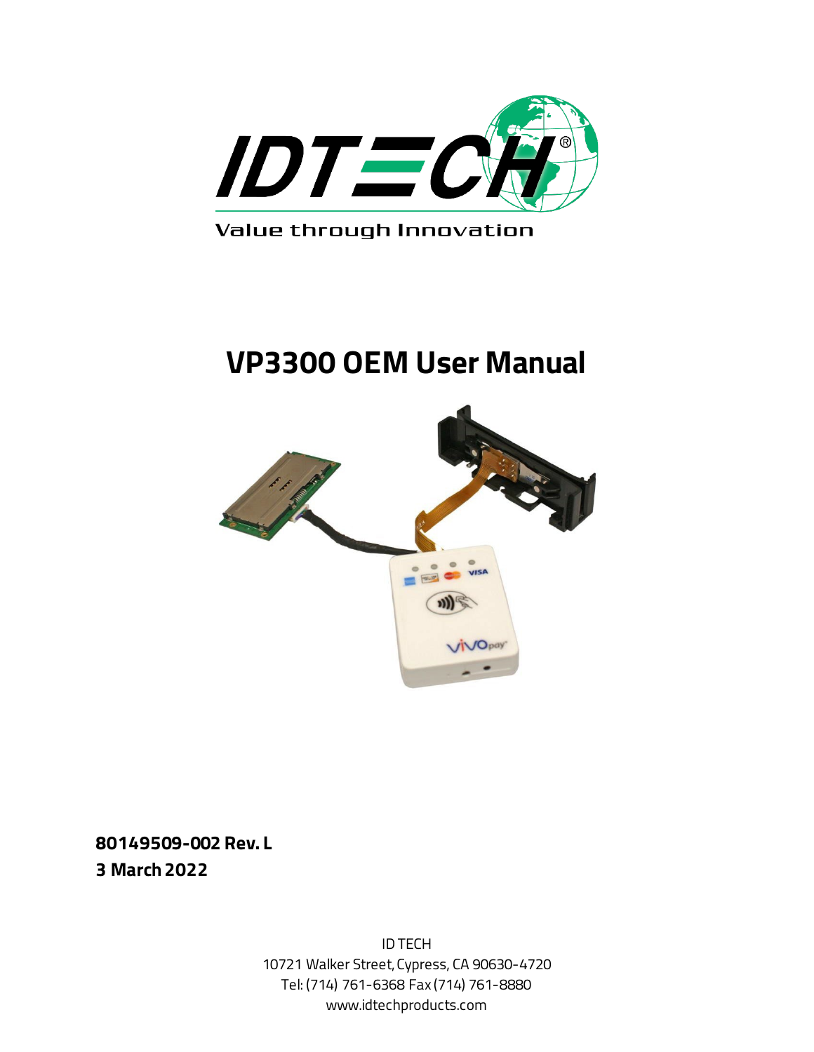Value through Innovation

# VP3300 OEM User Manual

**80149509-002 Rev. L**

**3 March 2022**

ID TECH
10721 Walker Street, Cypress, CA 90630-4720
Tel: (714) 761-6368 Fax (714) 761-8880
www.idtechproducts.com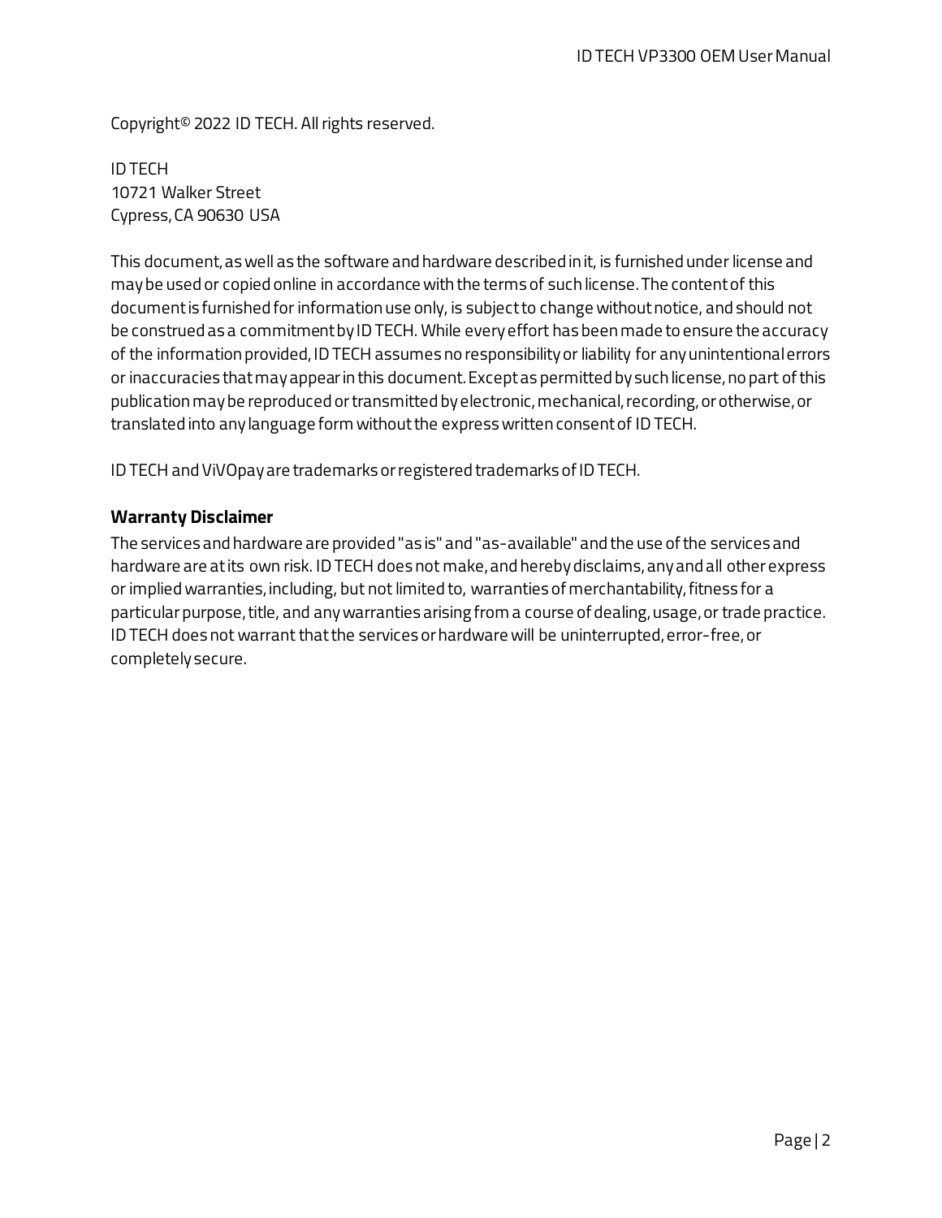Copyright© 2022 ID TECH. All rights reserved.

ID TECH
10721 Walker Street
Cypress, CA 90630 USA

This document, as well as the software and hardware described in it, is furnished under license and may be used or copied online in accordance with the terms of such license. The content of this document is furnished for information use only, is subject to change without notice, and should not be construed as a commitment by ID TECH. While every effort has been made to ensure the accuracy of the information provided, ID TECH assumes no responsibility or liability for any unintentional errors or inaccuracies that may appear in this document. Except as permitted by such license, no part of this publication may be reproduced or transmitted by electronic, mechanical, recording, or otherwise, or translated into any language form without the express written consent of ID TECH.

ID TECH and ViVOpay are trademarks or registered trademarks of ID TECH.

**Warranty Disclaimer**

The services and hardware are provided "as is" and "as-available" and the use of the services and hardware are at its own risk. ID TECH does not make, and hereby disclaims, any and all other express or implied warranties, including, but not limited to, warranties of merchantability, fitness for a particular purpose, title, and any warranties arising from a course of dealing, usage, or trade practice. ID TECH does not warrant that the services or hardware will be uninterrupted, error-free, or completely secure.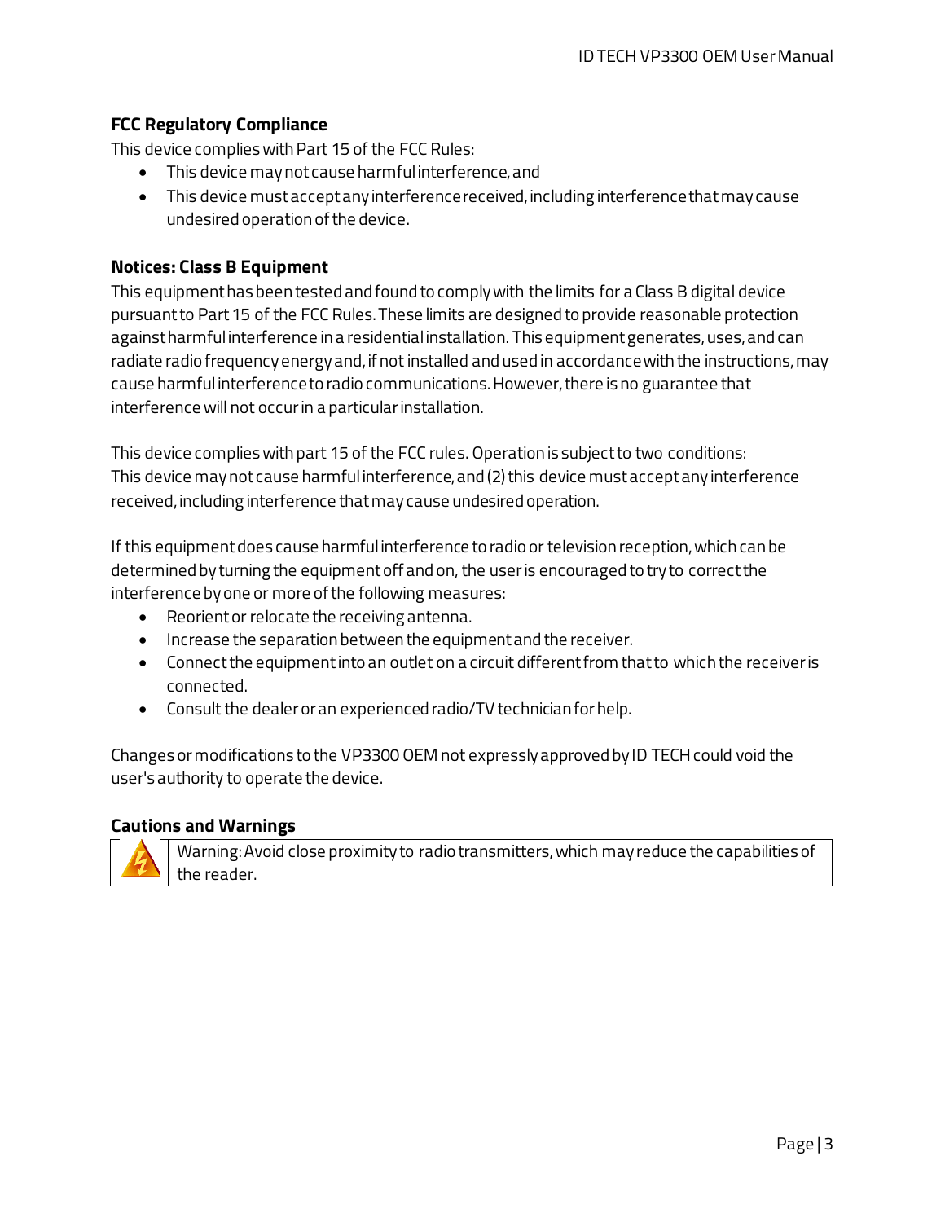### FCC Regulatory Compliance

This device complies with Part 15 of the FCC Rules:

- This device may not cause harmful interference, and
- This device must accept any interference received, including interference that may cause undesired operation of the device.

### Notices: Class B Equipment

This equipment has been tested and found to comply with the limits for a Class B digital device pursuant to Part 15 of the FCC Rules. These limits are designed to provide reasonable protection against harmful interference in a residential installation. This equipment generates, uses, and can radiate radio frequency energy and, if not installed and used in accordance with the instructions, may cause harmful interference to radio communications. However, there is no guarantee that interference will not occur in a particular installation.

This device complies with part 15 of the FCC rules. Operation is subject to two conditions: This device may not cause harmful interference, and (2) this device must accept any interference received, including interference that may cause undesired operation.

If this equipment does cause harmful interference to radio or television reception, which can be determined by turning the equipment off and on, the user is encouraged to try to correct the interference by one or more of the following measures:

- Reorient or relocate the receiving antenna.
- Increase the separation between the equipment and the receiver.
- Connect the equipment into an outlet on a circuit different from that to which the receiver is connected.
- Consult the dealer or an experienced radio/TV technician for help.

Changes or modifications to the VP3300 OEM not expressly approved by ID TECH could void the user's authority to operate the device.

### Cautions and Warnings

| | |
|---|---|
| ⚠ | Warning: Avoid close proximity to radio transmitters, which may reduce the capabilities of the reader. |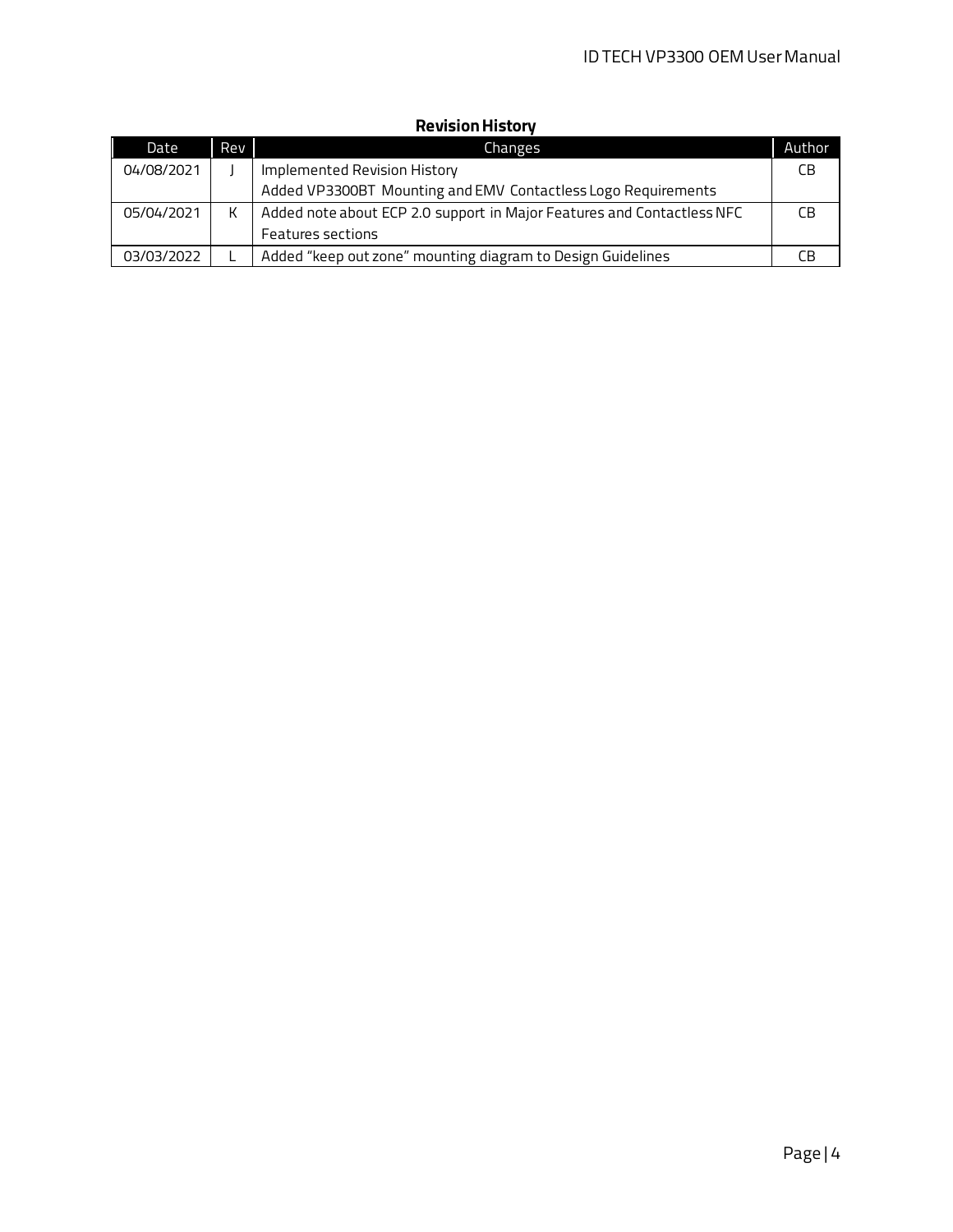**Revision History**

| Date | Rev | Changes | Author |
|---|---|---|---|
| 04/08/2021 | J | Implemented Revision History<br>Added VP3300BT Mounting and EMV Contactless Logo Requirements | CB |
| 05/04/2021 | K | Added note about ECP 2.0 support in Major Features and Contactless NFC Features sections | CB |
| 03/03/2022 | L | Added "keep out zone" mounting diagram to Design Guidelines | CB |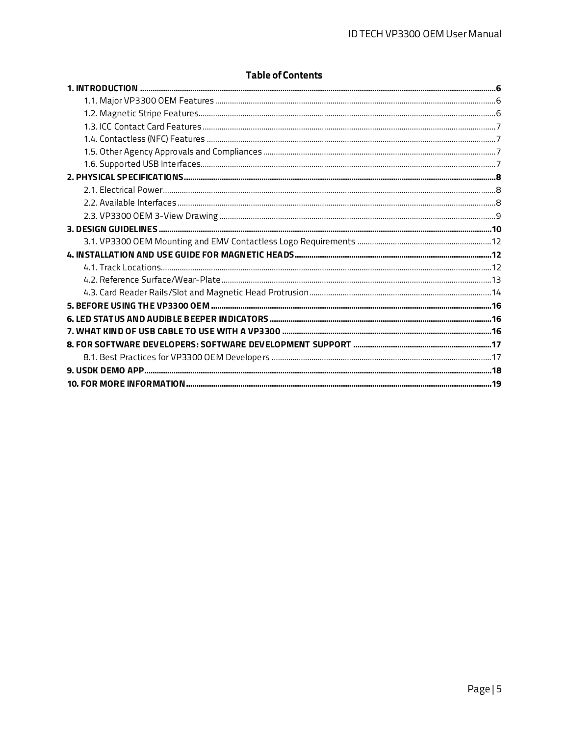## Table of Contents

**1. INTRODUCTION .......... 6**

- 1.1. Major VP3300 OEM Features .......... 6
- 1.2. Magnetic Stripe Features .......... 6
- 1.3. ICC Contact Card Features .......... 7
- 1.4. Contactless (NFC) Features .......... 7
- 1.5. Other Agency Approvals and Compliances .......... 7
- 1.6. Supported USB Interfaces .......... 7

**2. PHYSICAL SPECIFICATIONS .......... 8**

- 2.1. Electrical Power .......... 8
- 2.2. Available Interfaces .......... 8
- 2.3. VP3300 OEM 3-View Drawing .......... 9

**3. DESIGN GUIDELINES .......... 10**

- 3.1. VP3300 OEM Mounting and EMV Contactless Logo Requirements .......... 12

**4. INSTALLATION AND USE GUIDE FOR MAGNETIC HEADS .......... 12**

- 4.1. Track Locations .......... 12
- 4.2. Reference Surface/Wear-Plate .......... 13
- 4.3. Card Reader Rails/Slot and Magnetic Head Protrusion .......... 14

**5. BEFORE USING THE VP3300 OEM .......... 16**

**6. LED STATUS AND AUDIBLE BEEPER INDICATORS .......... 16**

**7. WHAT KIND OF USB CABLE TO USE WITH A VP3300 .......... 16**

**8. FOR SOFTWARE DEVELOPERS: SOFTWARE DEVELOPMENT SUPPORT .......... 17**

- 8.1. Best Practices for VP3300 OEM Developers .......... 17

**9. USDK DEMO APP .......... 18**

**10. FOR MORE INFORMATION .......... 19**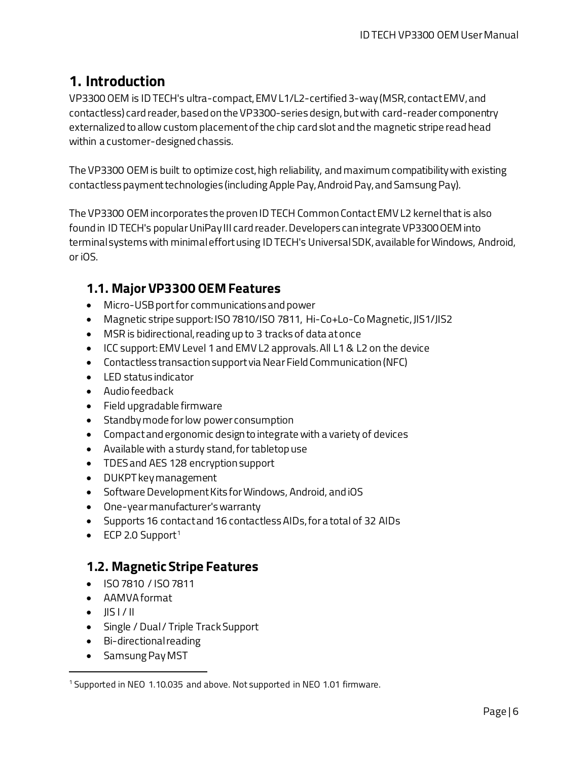# 1. Introduction

VP3300 OEM is ID TECH's ultra-compact, EMV L1/L2-certified 3-way (MSR, contact EMV, and contactless) card reader, based on the VP3300-series design, but with card-reader componentry externalized to allow custom placement of the chip card slot and the magnetic stripe read head within a customer-designed chassis.

The VP3300 OEM is built to optimize cost, high reliability, and maximum compatibility with existing contactless payment technologies (including Apple Pay, Android Pay, and Samsung Pay).

The VP3300 OEM incorporates the proven ID TECH Common Contact EMV L2 kernel that is also found in ID TECH's popular UniPay III card reader. Developers can integrate VP3300 OEM into terminal systems with minimal effort using ID TECH's Universal SDK, available for Windows, Android, or iOS.

## 1.1. Major VP3300 OEM Features

- Micro-USB port for communications and power
- Magnetic stripe support: ISO 7810/ISO 7811, Hi-Co+Lo-Co Magnetic, JIS1/JIS2
- MSR is bidirectional, reading up to 3 tracks of data at once
- ICC support: EMV Level 1 and EMV L2 approvals. All L1 & L2 on the device
- Contactless transaction support via Near Field Communication (NFC)
- LED status indicator
- Audio feedback
- Field upgradable firmware
- Standby mode for low power consumption
- Compact and ergonomic design to integrate with a variety of devices
- Available with a sturdy stand, for tabletop use
- TDES and AES 128 encryption support
- DUKPT key management
- Software Development Kits for Windows, Android, and iOS
- One-year manufacturer's warranty
- Supports 16 contact and 16 contactless AIDs, for a total of 32 AIDs
- ECP 2.0 Support[1]

## 1.2. Magnetic Stripe Features

- ISO 7810 / ISO 7811
- AAMVA format
- JIS I / II
- Single / Dual / Triple Track Support
- Bi-directional reading
- Samsung Pay MST

[1] Supported in NEO 1.10.035 and above. Not supported in NEO 1.01 firmware.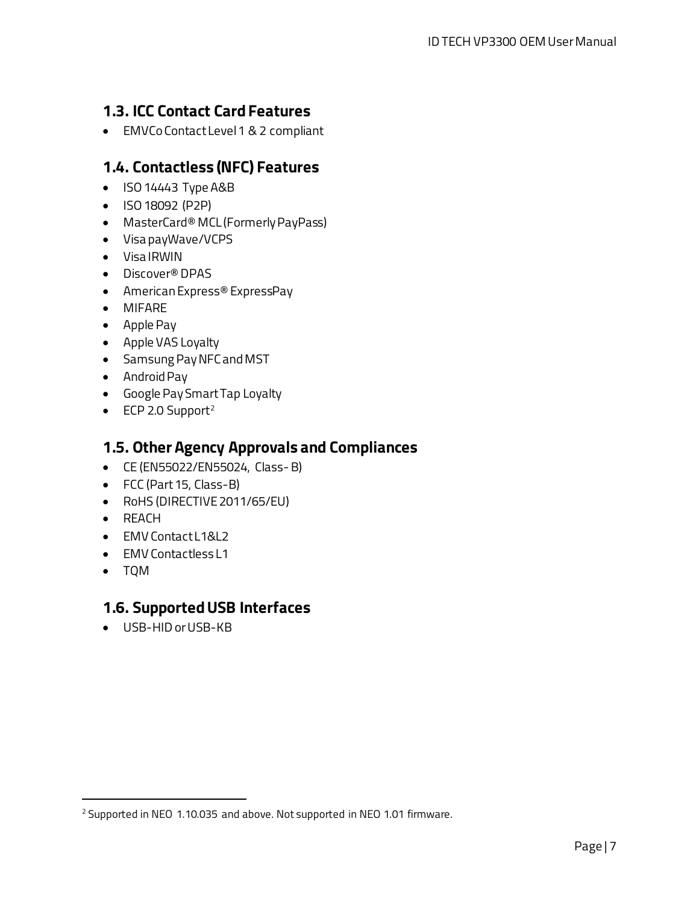## 1.3. ICC Contact Card Features

- EMVCo Contact Level 1 & 2 compliant

## 1.4. Contactless (NFC) Features

- ISO 14443 Type A&B
- ISO 18092 (P2P)
- MasterCard® MCL (Formerly PayPass)
- Visa payWave/VCPS
- Visa IRWIN
- Discover® DPAS
- American Express® ExpressPay
- MIFARE
- Apple Pay
- Apple VAS Loyalty
- Samsung Pay NFC and MST
- Android Pay
- Google Pay Smart Tap Loyalty
- ECP 2.0 Support[2]

## 1.5. Other Agency Approvals and Compliances

- CE (EN55022/EN55024, Class- B)
- FCC (Part 15, Class-B)
- RoHS (DIRECTIVE 2011/65/EU)
- REACH
- EMV Contact L1&L2
- EMV Contactless L1
- TQM

## 1.6. Supported USB Interfaces

- USB-HID or USB-KB

---

[2] Supported in NEO 1.10.035 and above. Not supported in NEO 1.01 firmware.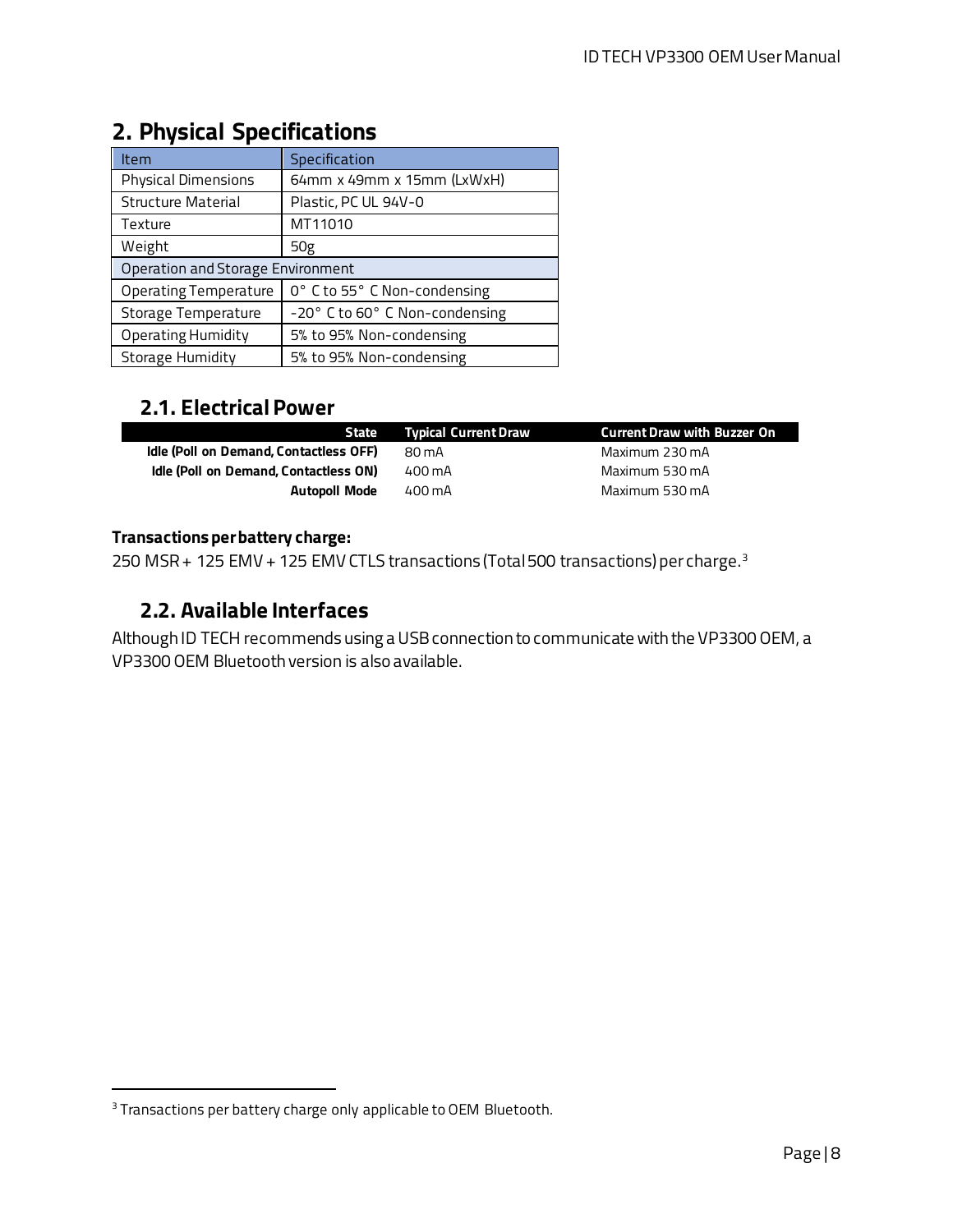# 2. Physical Specifications

| Item | Specification |
|---|---|
| Physical Dimensions | 64mm x 49mm x 15mm (LxWxH) |
| Structure Material | Plastic, PC UL 94V-0 |
| Texture | MT11010 |
| Weight | 50g |
| Operation and Storage Environment | |
| Operating Temperature | 0° C to 55° C Non-condensing |
| Storage Temperature | -20° C to 60° C Non-condensing |
| Operating Humidity | 5% to 95% Non-condensing |
| Storage Humidity | 5% to 95% Non-condensing |

## 2.1. Electrical Power

| State | Typical Current Draw | Current Draw with Buzzer On |
|---|---|---|
| **Idle (Poll on Demand, Contactless OFF)** | 80 mA | Maximum 230 mA |
| **Idle (Poll on Demand, Contactless ON)** | 400 mA | Maximum 530 mA |
| **Autopoll Mode** | 400 mA | Maximum 530 mA |

**Transactions per battery charge:**

250 MSR + 125 EMV + 125 EMV CTLS transactions (Total 500 transactions) per charge.[3]

## 2.2. Available Interfaces

Although ID TECH recommends using a USB connection to communicate with the VP3300 OEM, a VP3300 OEM Bluetooth version is also available.

[3] Transactions per battery charge only applicable to OEM Bluetooth.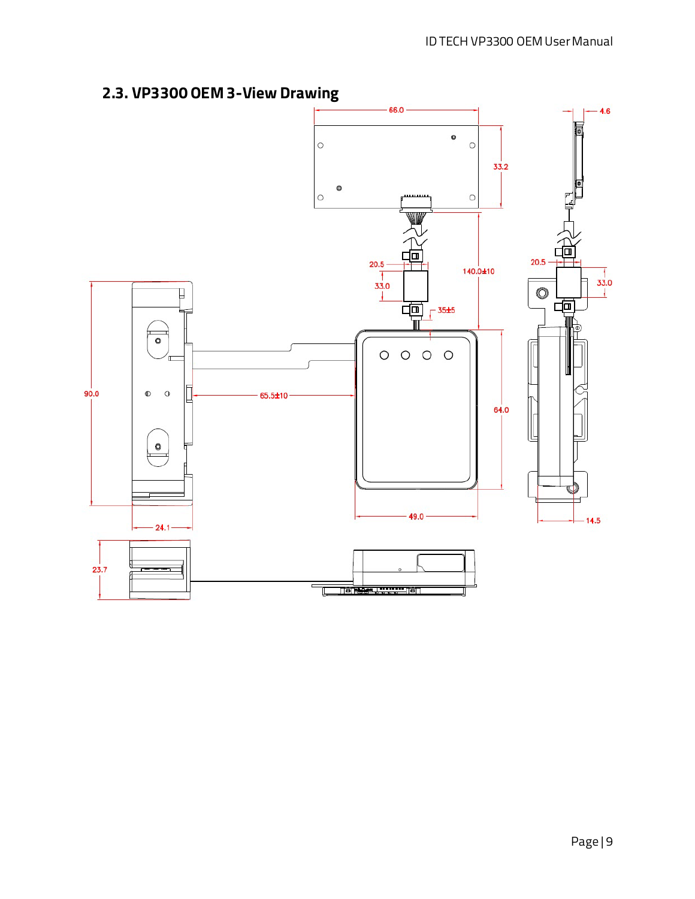## 2.3. VP3300 OEM 3-View Drawing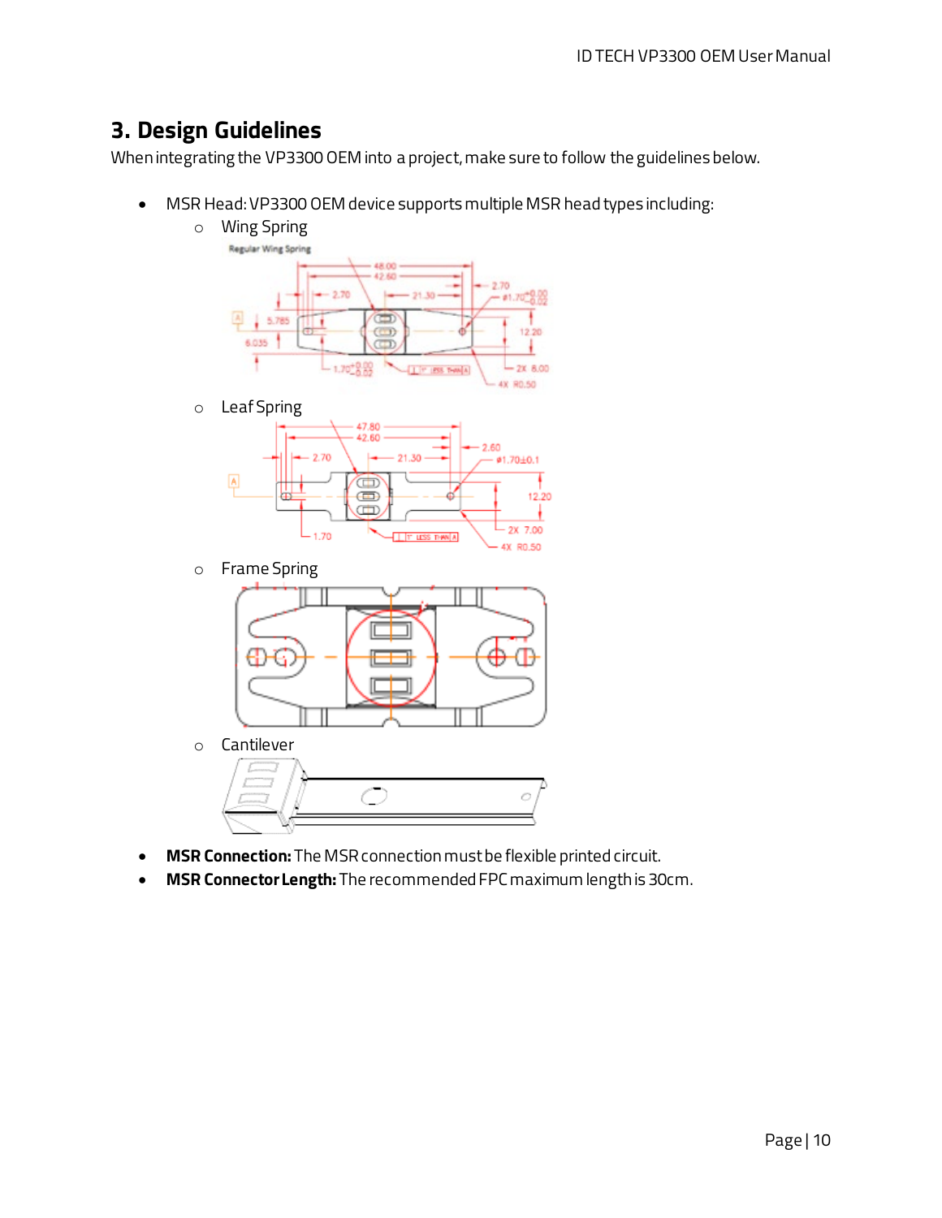# 3. Design Guidelines

When integrating the VP3300 OEM into a project, make sure to follow the guidelines below.

- MSR Head: VP3300 OEM device supports multiple MSR head types including:
  - Wing Spring
  - Leaf Spring
  - Frame Spring
  - Cantilever
- **MSR Connection:** The MSR connection must be flexible printed circuit.
- **MSR Connector Length:** The recommended FPC maximum length is 30cm.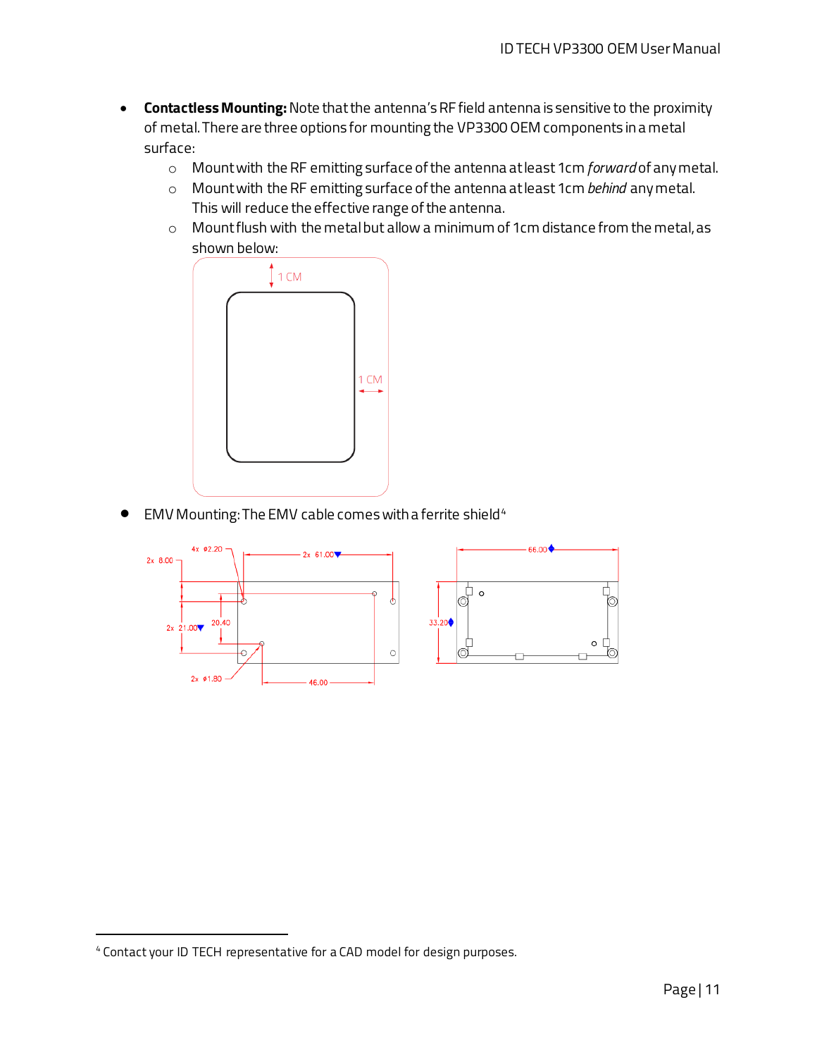- **Contactless Mounting:** Note that the antenna's RF field antenna is sensitive to the proximity of metal. There are three options for mounting the VP3300 OEM components in a metal surface:
    - Mount with the RF emitting surface of the antenna at least 1cm *forward* of any metal.
    - Mount with the RF emitting surface of the antenna at least 1cm *behind* any metal. This will reduce the effective range of the antenna.
    - Mount flush with the metal but allow a minimum of 1cm distance from the metal, as shown below:

- EMV Mounting: The EMV cable comes with a ferrite shield[4]

[4] Contact your ID TECH representative for a CAD model for design purposes.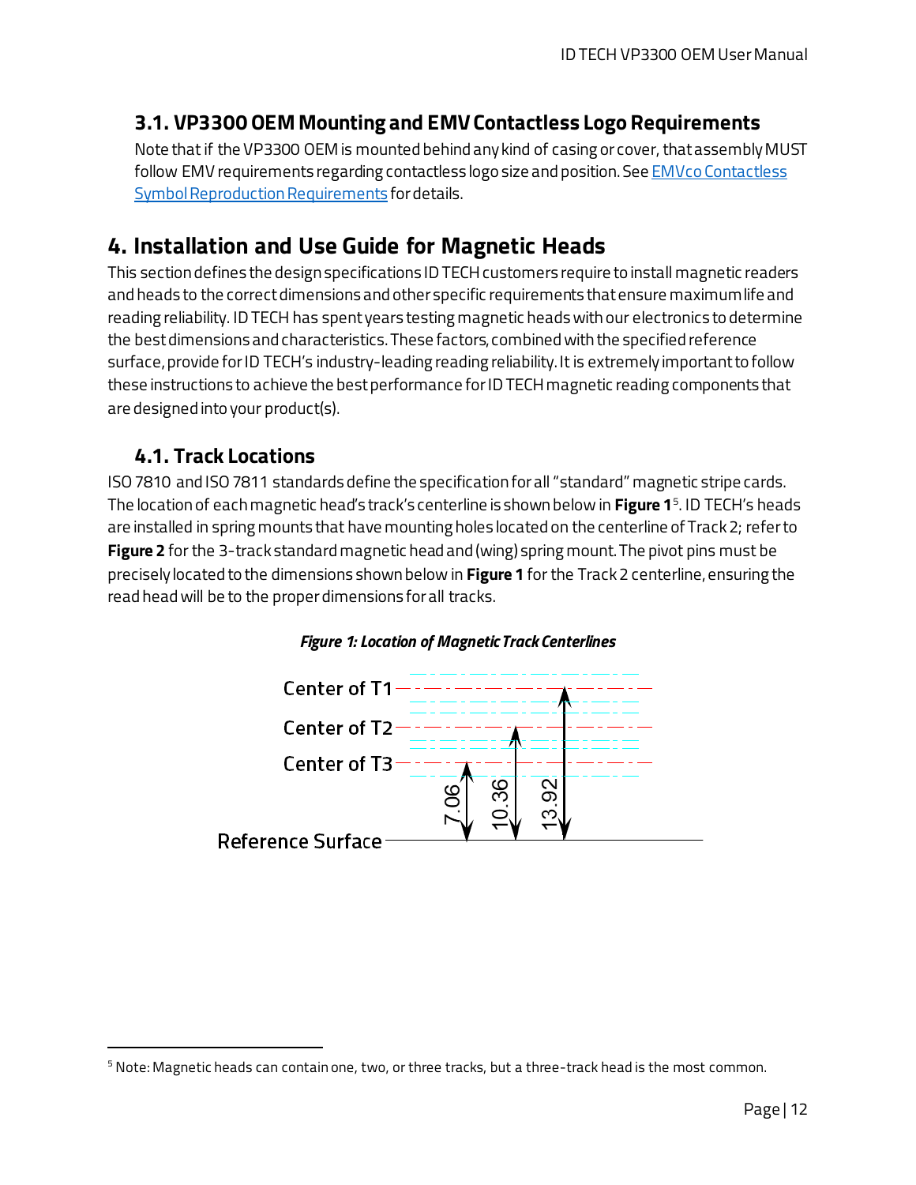## 3.1. VP3300 OEM Mounting and EMV Contactless Logo Requirements

Note that if the VP3300 OEM is mounted behind any kind of casing or cover, that assembly MUST follow EMV requirements regarding contactless logo size and position. See [EMVco Contactless Symbol Reproduction Requirements] for details.

# 4. Installation and Use Guide for Magnetic Heads

This section defines the design specifications ID TECH customers require to install magnetic readers and heads to the correct dimensions and other specific requirements that ensure maximum life and reading reliability. ID TECH has spent years testing magnetic heads with our electronics to determine the best dimensions and characteristics. These factors, combined with the specified reference surface, provide for ID TECH's industry-leading reading reliability. It is extremely important to follow these instructions to achieve the best performance for ID TECH magnetic reading components that are designed into your product(s).

## 4.1. Track Locations

ISO 7810 and ISO 7811 standards define the specification for all "standard" magnetic stripe cards. The location of each magnetic head's track's centerline is shown below in **Figure 1**[5]. ID TECH's heads are installed in spring mounts that have mounting holes located on the centerline of Track 2; refer to **Figure 2** for the 3-track standard magnetic head and (wing) spring mount. The pivot pins must be precisely located to the dimensions shown below in **Figure 1** for the Track 2 centerline, ensuring the read head will be to the proper dimensions for all tracks.

*Figure 1: Location of Magnetic Track Centerlines*

Center of T1

Center of T2

Center of T3

7.06

10.36

13.92

Reference Surface

[5] Note: Magnetic heads can contain one, two, or three tracks, but a three-track head is the most common.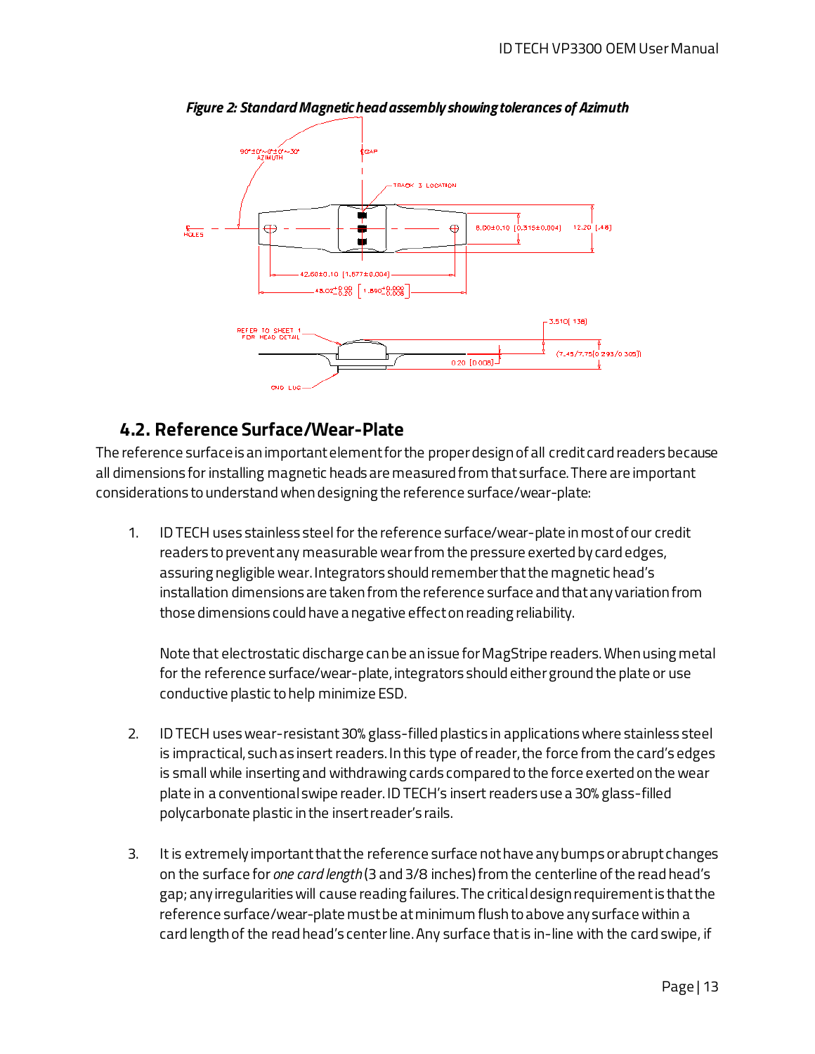*Figure 2: Standard Magnetic head assembly showing tolerances of Azimuth*

## 4.2. Reference Surface/Wear-Plate

The reference surface is an important element for the proper design of all credit card readers because all dimensions for installing magnetic heads are measured from that surface. There are important considerations to understand when designing the reference surface/wear-plate:

1. ID TECH uses stainless steel for the reference surface/wear-plate in most of our credit readers to prevent any measurable wear from the pressure exerted by card edges, assuring negligible wear. Integrators should remember that the magnetic head's installation dimensions are taken from the reference surface and that any variation from those dimensions could have a negative effect on reading reliability.

   Note that electrostatic discharge can be an issue for MagStripe readers. When using metal for the reference surface/wear-plate, integrators should either ground the plate or use conductive plastic to help minimize ESD.

2. ID TECH uses wear-resistant 30% glass-filled plastics in applications where stainless steel is impractical, such as insert readers. In this type of reader, the force from the card's edges is small while inserting and withdrawing cards compared to the force exerted on the wear plate in a conventional swipe reader. ID TECH's insert readers use a 30% glass-filled polycarbonate plastic in the insert reader's rails.

3. It is extremely important that the reference surface not have any bumps or abrupt changes on the surface for *one card length* (3 and 3/8 inches) from the centerline of the read head's gap; any irregularities will cause reading failures. The critical design requirement is that the reference surface/wear-plate must be at minimum flush to above any surface within a card length of the read head's center line. Any surface that is in-line with the card swipe, if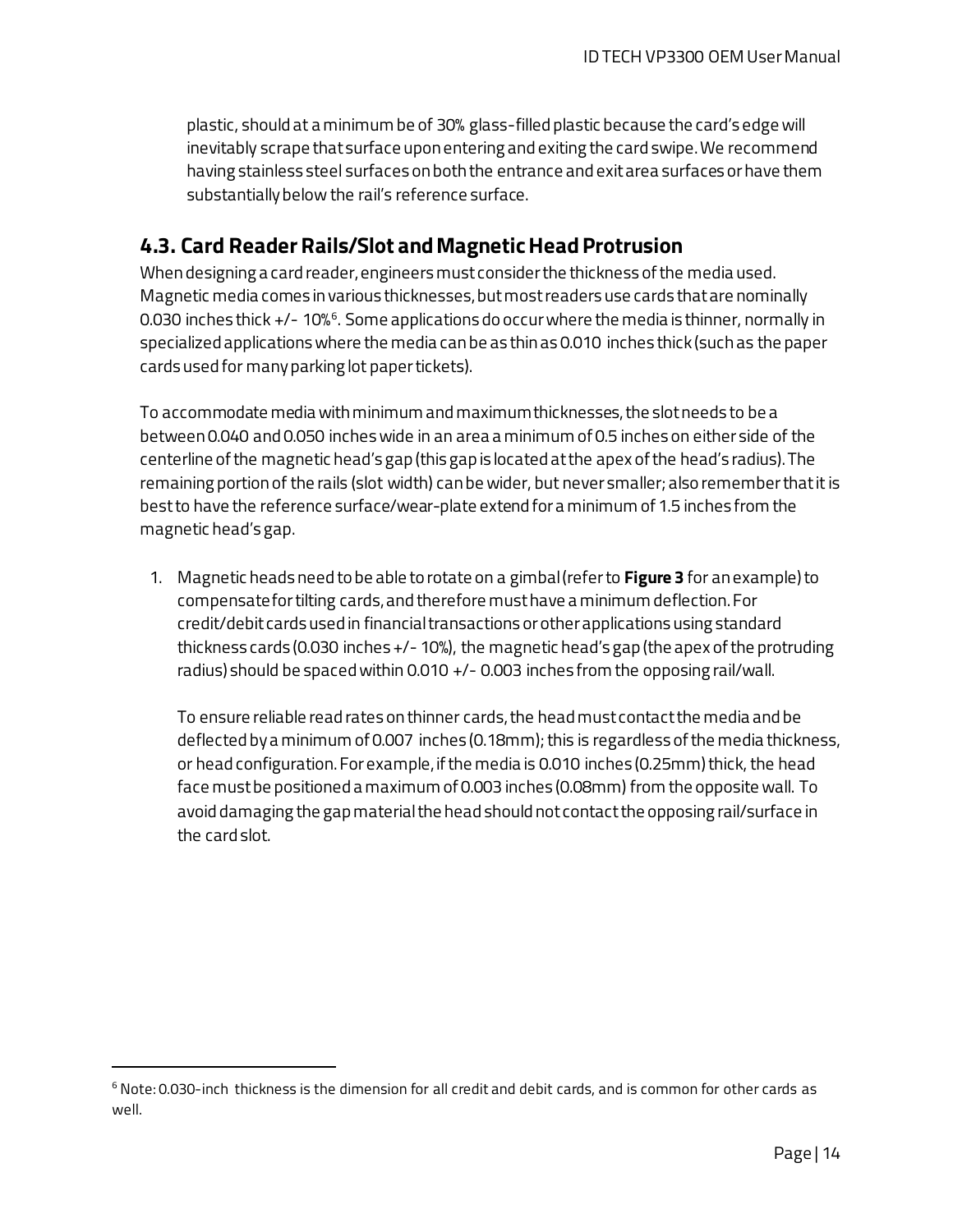plastic, should at a minimum be of 30% glass-filled plastic because the card's edge will inevitably scrape that surface upon entering and exiting the card swipe. We recommend having stainless steel surfaces on both the entrance and exit area surfaces or have them substantially below the rail's reference surface.

## 4.3. Card Reader Rails/Slot and Magnetic Head Protrusion

When designing a card reader, engineers must consider the thickness of the media used. Magnetic media comes in various thicknesses, but most readers use cards that are nominally 0.030 inches thick +/- 10%[6]. Some applications do occur where the media is thinner, normally in specialized applications where the media can be as thin as 0.010 inches thick (such as the paper cards used for many parking lot paper tickets).

To accommodate media with minimum and maximum thicknesses, the slot needs to be a between 0.040 and 0.050 inches wide in an area a minimum of 0.5 inches on either side of the centerline of the magnetic head's gap (this gap is located at the apex of the head's radius). The remaining portion of the rails (slot width) can be wider, but never smaller; also remember that it is best to have the reference surface/wear-plate extend for a minimum of 1.5 inches from the magnetic head's gap.

1. Magnetic heads need to be able to rotate on a gimbal (refer to **Figure 3** for an example) to compensate for tilting cards, and therefore must have a minimum deflection. For credit/debit cards used in financial transactions or other applications using standard thickness cards (0.030 inches +/- 10%), the magnetic head's gap (the apex of the protruding radius) should be spaced within 0.010 +/- 0.003 inches from the opposing rail/wall.

   To ensure reliable read rates on thinner cards, the head must contact the media and be deflected by a minimum of 0.007 inches (0.18mm); this is regardless of the media thickness, or head configuration. For example, if the media is 0.010 inches (0.25mm) thick, the head face must be positioned a maximum of 0.003 inches (0.08mm) from the opposite wall. To avoid damaging the gap material the head should not contact the opposing rail/surface in the card slot.

[6] Note: 0.030-inch thickness is the dimension for all credit and debit cards, and is common for other cards as well.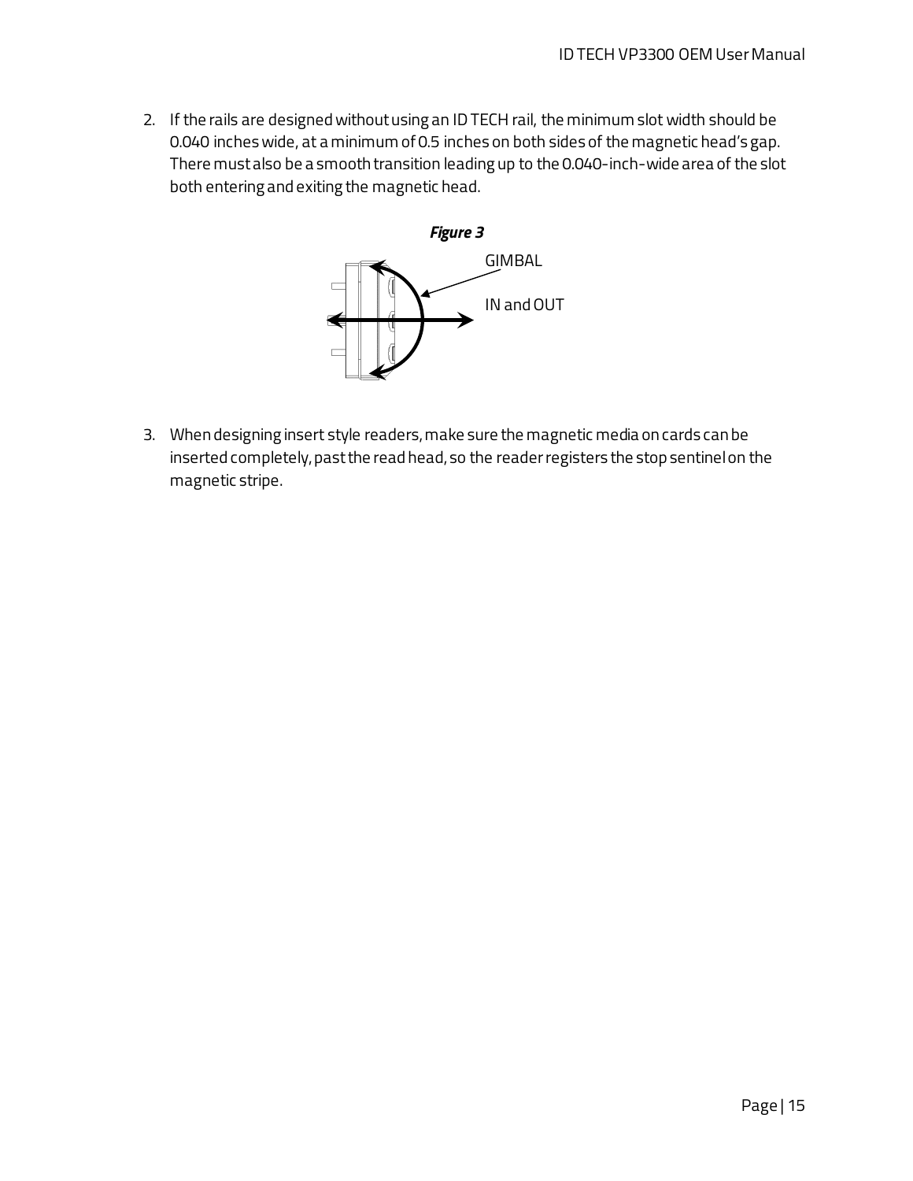2. If the rails are designed without using an ID TECH rail, the minimum slot width should be 0.040 inches wide, at a minimum of 0.5 inches on both sides of the magnetic head's gap. There must also be a smooth transition leading up to the 0.040-inch-wide area of the slot both entering and exiting the magnetic head.

***Figure 3***

GIMBAL

IN and OUT

3. When designing insert style readers, make sure the magnetic media on cards can be inserted completely, past the read head, so the reader registers the stop sentinel on the magnetic stripe.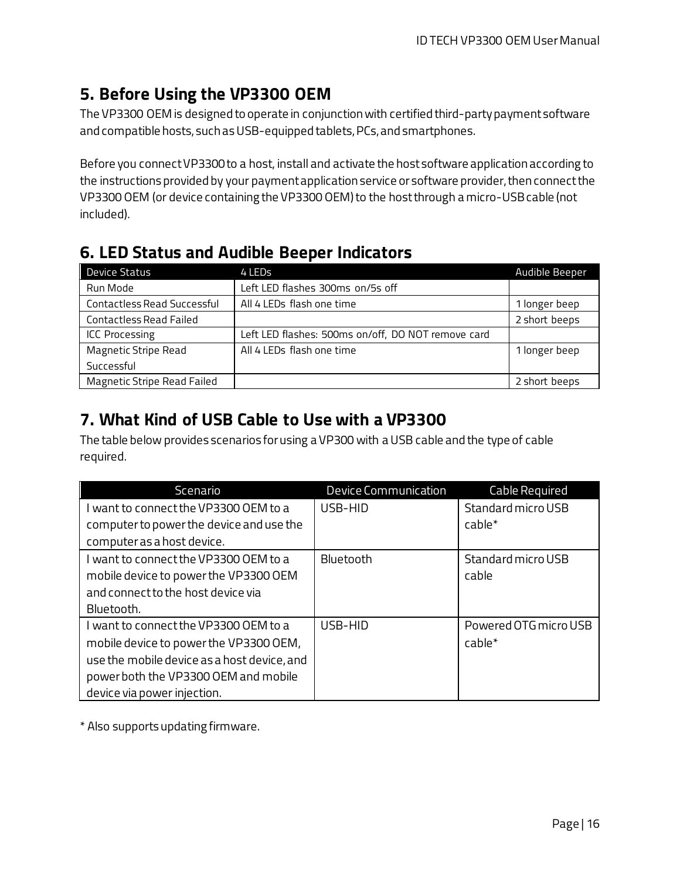## 5. Before Using the VP3300 OEM

The VP3300 OEM is designed to operate in conjunction with certified third-party payment software and compatible hosts, such as USB-equipped tablets, PCs, and smartphones.

Before you connect VP3300 to a host, install and activate the host software application according to the instructions provided by your payment application service or software provider, then connect the VP3300 OEM (or device containing the VP3300 OEM) to the host through a micro-USB cable (not included).

## 6. LED Status and Audible Beeper Indicators

| Device Status | 4 LEDs | Audible Beeper |
|---|---|---|
| Run Mode | Left LED flashes 300ms on/5s off | |
| Contactless Read Successful | All 4 LEDs flash one time | 1 longer beep |
| Contactless Read Failed | | 2 short beeps |
| ICC Processing | Left LED flashes: 500ms on/off, DO NOT remove card | |
| Magnetic Stripe Read Successful | All 4 LEDs flash one time | 1 longer beep |
| Magnetic Stripe Read Failed | | 2 short beeps |

## 7. What Kind of USB Cable to Use with a VP3300

The table below provides scenarios for using a VP300 with a USB cable and the type of cable required.

| Scenario | Device Communication | Cable Required |
|---|---|---|
| I want to connect the VP3300 OEM to a computer to power the device and use the computer as a host device. | USB-HID | Standard micro USB cable* |
| I want to connect the VP3300 OEM to a mobile device to power the VP3300 OEM and connect to the host device via Bluetooth. | Bluetooth | Standard micro USB cable |
| I want to connect the VP3300 OEM to a mobile device to power the VP3300 OEM, use the mobile device as a host device, and power both the VP3300 OEM and mobile device via power injection. | USB-HID | Powered OTG micro USB cable* |

* Also supports updating firmware.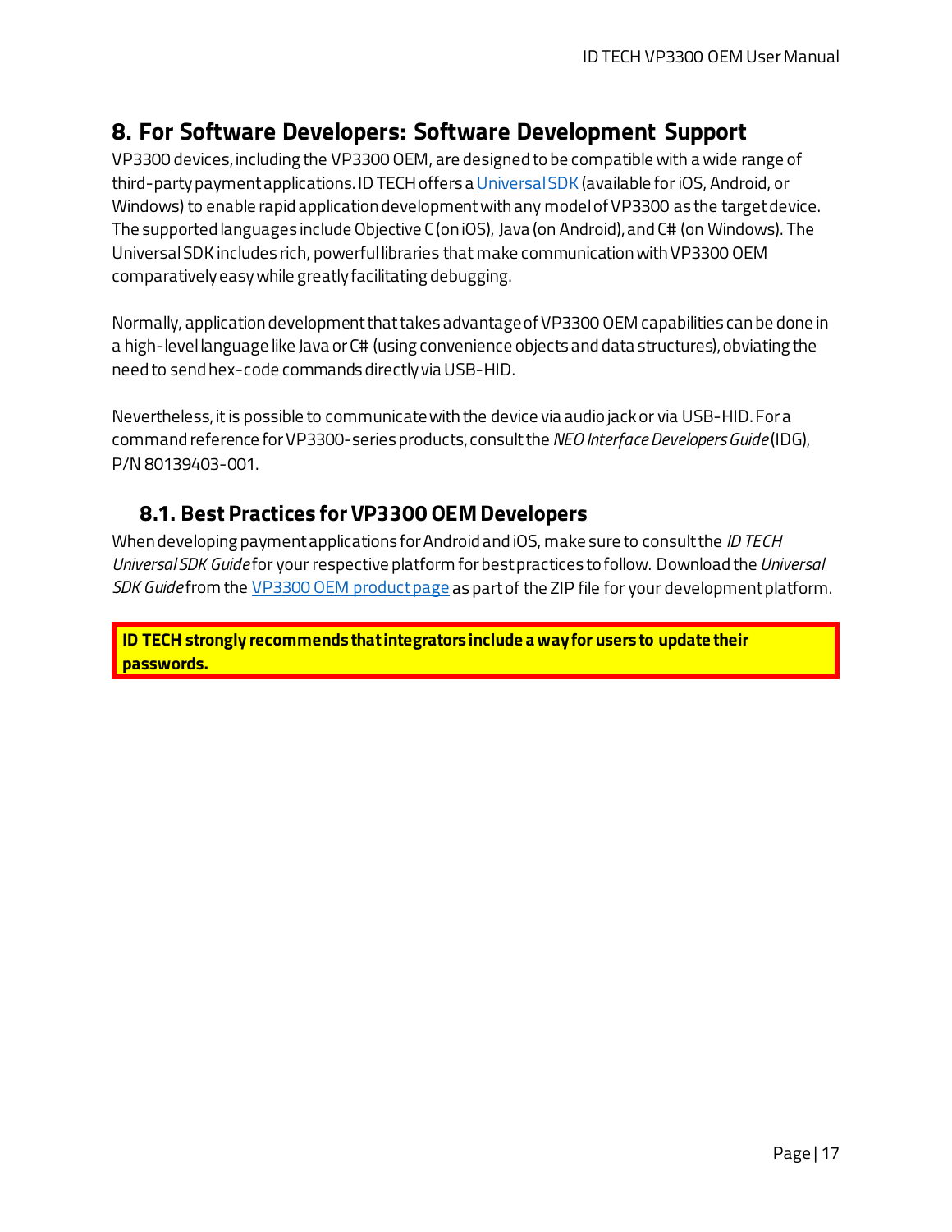# 8. For Software Developers: Software Development Support

VP3300 devices, including the VP3300 OEM, are designed to be compatible with a wide range of third-party payment applications. ID TECH offers a Universal SDK (available for iOS, Android, or Windows) to enable rapid application development with any model of VP3300 as the target device. The supported languages include Objective C (on iOS), Java (on Android), and C# (on Windows). The Universal SDK includes rich, powerful libraries that make communication with VP3300 OEM comparatively easy while greatly facilitating debugging.

Normally, application development that takes advantage of VP3300 OEM capabilities can be done in a high-level language like Java or C# (using convenience objects and data structures), obviating the need to send hex-code commands directly via USB-HID.

Nevertheless, it is possible to communicate with the device via audio jack or via USB-HID. For a command reference for VP3300-series products, consult the *NEO Interface Developers Guide* (IDG), P/N 80139403-001.

## 8.1. Best Practices for VP3300 OEM Developers

When developing payment applications for Android and iOS, make sure to consult the *ID TECH Universal SDK Guide* for your respective platform for best practices to follow. Download the *Universal SDK Guide* from the VP3300 OEM product page as part of the ZIP file for your development platform.

**ID TECH strongly recommends that integrators include a way for users to update their passwords.**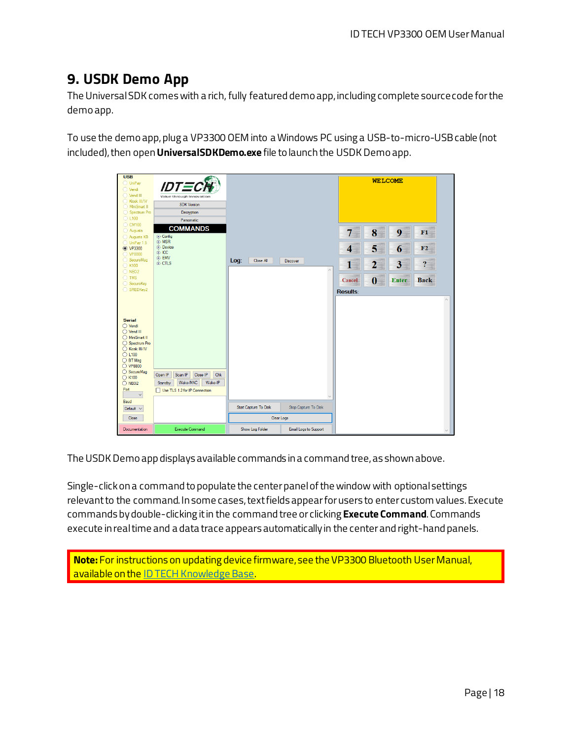# 9. USDK Demo App

The Universal SDK comes with a rich, fully featured demo app, including complete source code for the demo app.

To use the demo app, plug a VP3300 OEM into a Windows PC using a USB-to-micro-USB cable (not included), then open **UniversalSDKDemo.exe** file to launch the USDK Demo app.

The USDK Demo app displays available commands in a command tree, as shown above.

Single-click on a command to populate the center panel of the window with optional settings relevant to the command. In some cases, text fields appear for users to enter custom values. Execute commands by double-clicking it in the command tree or clicking **Execute Command**. Commands execute in real time and a data trace appears automatically in the center and right-hand panels.

**Note:** For instructions on updating device firmware, see the VP3300 Bluetooth User Manual, available on the ID TECH Knowledge Base.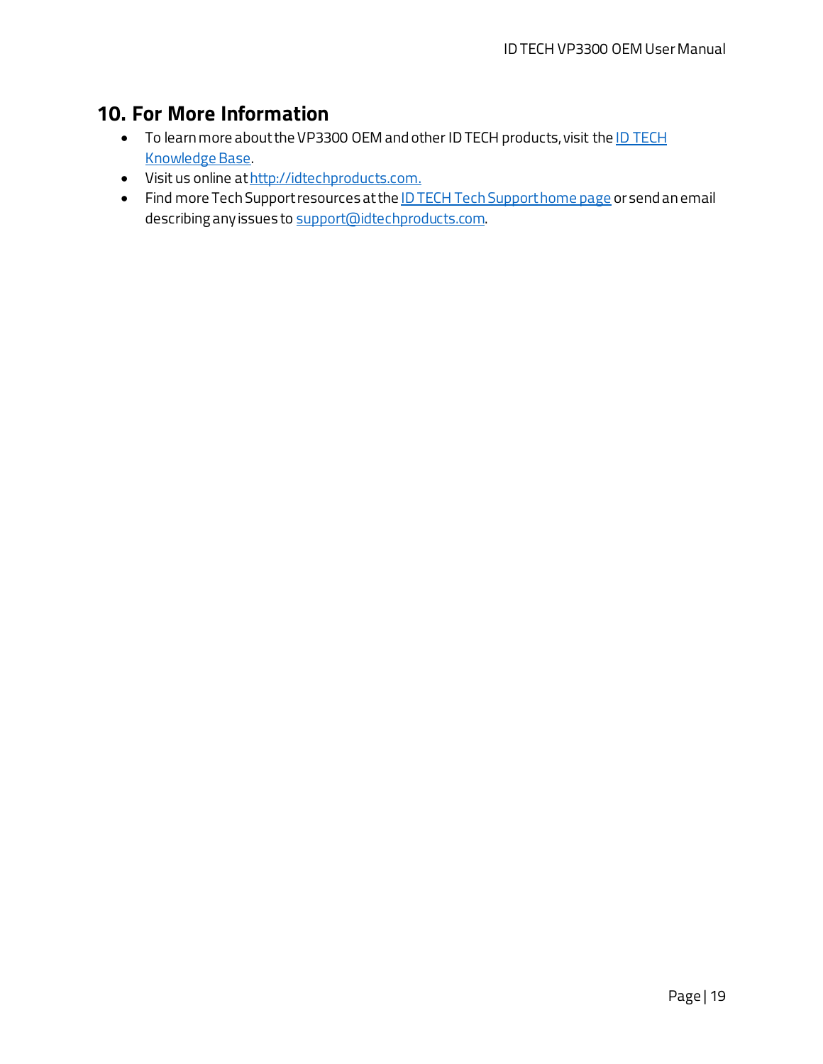## 10. For More Information

- To learn more about the VP3300 OEM and other ID TECH products, visit the ID TECH Knowledge Base.
- Visit us online at http://idtechproducts.com.
- Find more Tech Support resources at the ID TECH Tech Support home page or send an email describing any issues to support@idtechproducts.com.